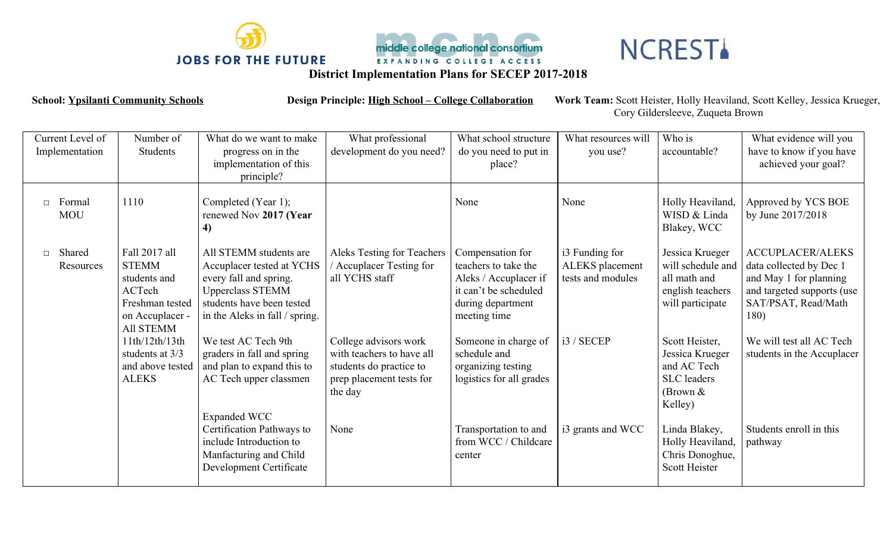JOBS FOR THE FUTURE

middle college national consortium — EXPANDING COLLEGE ACCESS

NCREST

# District Implementation Plans for SECEP 2017-2018

**School:** Ypsilanti Community Schools **Design Principle:** High School – College Collaboration **Work Team:** Scott Heister, Holly Heaviland, Scott Kelley, Jessica Krueger, Cory Gildersleeve, Zuqueta Brown

| Current Level of Implementation | Number of Students | What do we want to make progress on in the implementation of this principle? | What professional development do you need? | What school structure do you need to put in place? | What resources will you use? | Who is accountable? | What evidence will you have to know if you have achieved your goal? |
|---|---|---|---|---|---|---|---|
| □ Formal MOU | 1110 | Completed (Year 1); renewed Nov **2017 (Year 4)** | | None | None | Holly Heaviland, WISD & Linda Blakey, WCC | Approved by YCS BOE by June 2017/2018 |
| □ Shared Resources | Fall 2017 all STEMM students and ACTech Freshman tested on Accuplacer - All STEMM 11th/12th/13th students at 3/3 and above tested ALEKS | All STEMM students are Accuplacer tested at YCHS every fall and spring. Upperclass STEMM students have been tested in the Aleks in fall / spring. | Aleks Testing for Teachers / Accuplacer Testing for all YCHS staff | Compensation for teachers to take the Aleks / Accuplacer if it can't be scheduled during department meeting time | i3 Funding for ALEKS placement tests and modules | Jessica Krueger will schedule and all math and english teachers will participate | ACCUPLACER/ALEKS data collected by Dec 1 and May 1 for planning and targeted supports (use SAT/PSAT, Read/Math 180) |
| | | We test AC Tech 9th graders in fall and spring and plan to expand this to AC Tech upper classmen | College advisors work with teachers to have all students do practice to prep placement tests for the day | Someone in charge of schedule and organizing testing logistics for all grades | i3 / SECEP | Scott Heister, Jessica Krueger and AC Tech SLC leaders (Brown & Kelley) | We will test all AC Tech students in the Accuplacer |
| | | Expanded WCC Certification Pathways to include Introduction to Manfacturing and Child Development Certificate | None | Transportation to and from WCC / Childcare center | i3 grants and WCC | Linda Blakey, Holly Heaviland, Chris Donoghue, Scott Heister | Students enroll in this pathway |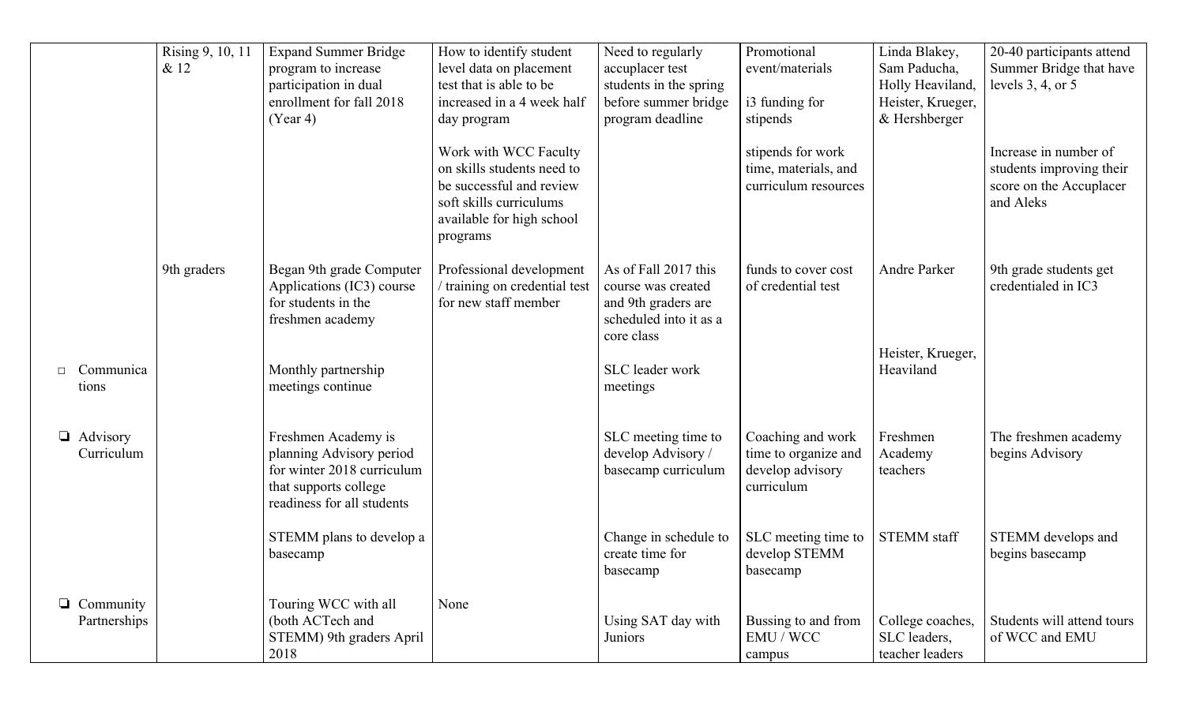| | | | | | | | |
|---|---|---|---|---|---|---|---|
| | Rising 9, 10, 11 & 12 | Expand Summer Bridge program to increase participation in dual enrollment for fall 2018 (Year 4) | How to identify student level data on placement test that is able to be increased in a 4 week half day program<br><br>Work with WCC Faculty on skills students need to be successful and review soft skills curriculums available for high school programs | Need to regularly accuplacer test students in the spring before summer bridge program deadline | Promotional event/materials<br><br>i3 funding for stipends<br><br>stipends for work time, materials, and curriculum resources | Linda Blakey, Sam Paducha, Holly Heaviland, Heister, Krueger, & Hershberger | 20-40 participants attend Summer Bridge that have levels 3, 4, or 5<br><br>Increase in number of students improving their score on the Accuplacer and Aleks |
| | 9th graders | Began 9th grade Computer Applications (IC3) course for students in the freshmen academy | Professional development / training on credential test for new staff member | As of Fall 2017 this course was created and 9th graders are scheduled into it as a core class | funds to cover cost of credential test | Andre Parker | 9th grade students get credentialed in IC3 |
| □ Communications | | Monthly partnership meetings continue | | SLC leader work meetings | | Heister, Krueger, Heaviland | |
| ❏ Advisory Curriculum | | Freshmen Academy is planning Advisory period for winter 2018 curriculum that supports college readiness for all students | | SLC meeting time to develop Advisory / basecamp curriculum | Coaching and work time to organize and develop advisory curriculum | Freshmen Academy teachers | The freshmen academy begins Advisory |
| | | STEMM plans to develop a basecamp | | Change in schedule to create time for basecamp | SLC meeting time to develop STEMM basecamp | STEMM staff | STEMM develops and begins basecamp |
| ❏ Community Partnerships | | Touring WCC with all (both ACTech and STEMM) 9th graders April 2018 | None | Using SAT day with Juniors | Bussing to and from EMU / WCC campus | College coaches, SLC leaders, teacher leaders | Students will attend tours of WCC and EMU |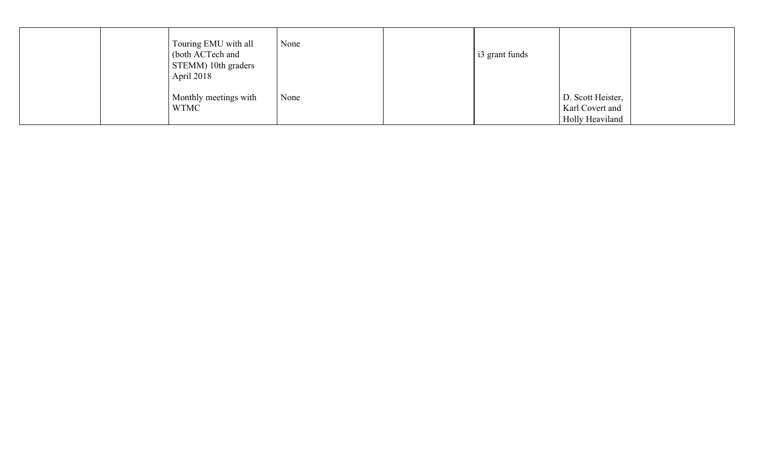| | | | | | | | |
|---|---|---|---|---|---|---|---|
| | | Touring EMU with all (both ACTech and STEMM) 10th graders April 2018 | None | | i3 grant funds | | |
| | | Monthly meetings with WTMC | None | | | D. Scott Heister, Karl Covert and Holly Heaviland | |